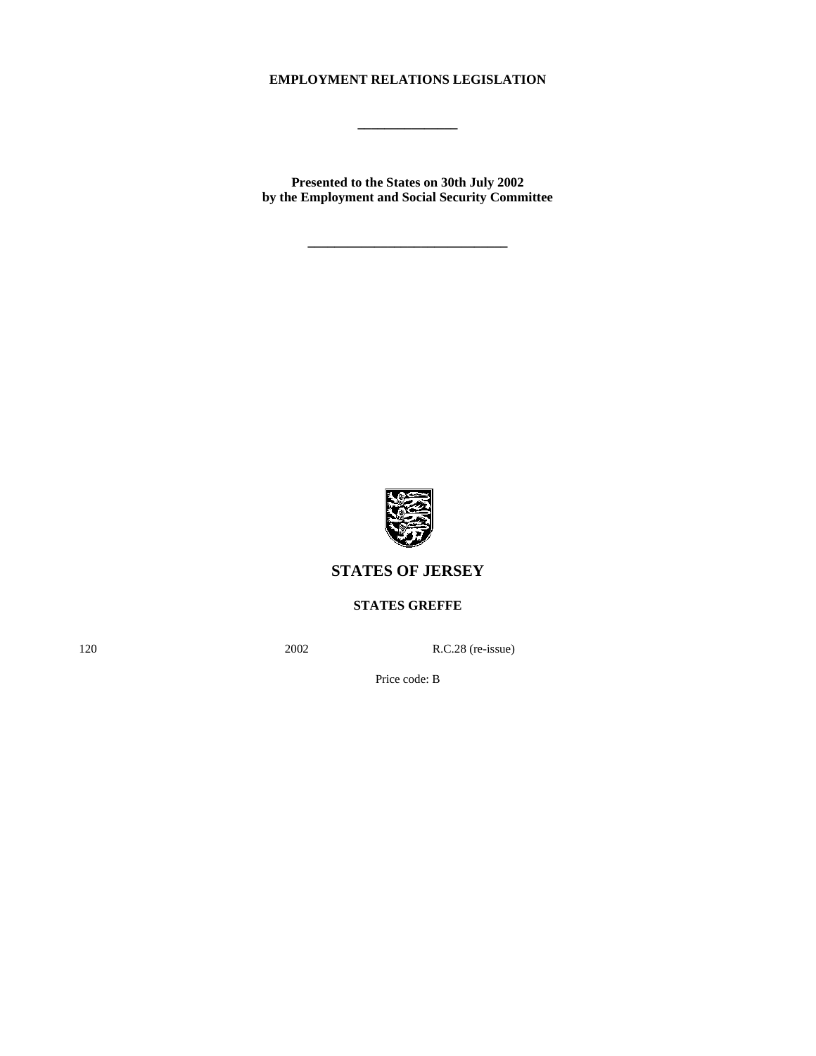# EMPLOYMENT RELATIONS LEGISLATION

---

**Presented to the States on 30th July 2002**
**by the Employment and Social Security Committee**

---

## STATES OF JERSEY

### STATES GREFFE

120 2002 R.C.28 (re-issue)

Price code: B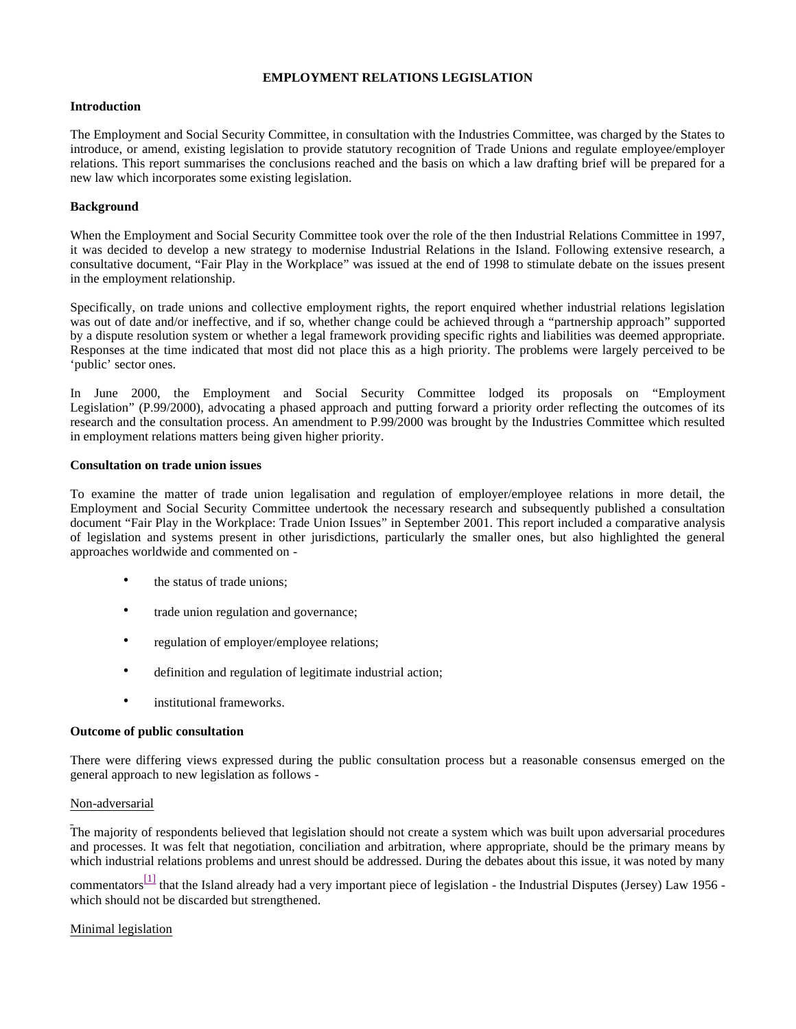# EMPLOYMENT RELATIONS LEGISLATION

## Introduction

The Employment and Social Security Committee, in consultation with the Industries Committee, was charged by the States to introduce, or amend, existing legislation to provide statutory recognition of Trade Unions and regulate employee/employer relations. This report summarises the conclusions reached and the basis on which a law drafting brief will be prepared for a new law which incorporates some existing legislation.

## Background

When the Employment and Social Security Committee took over the role of the then Industrial Relations Committee in 1997, it was decided to develop a new strategy to modernise Industrial Relations in the Island. Following extensive research, a consultative document, "Fair Play in the Workplace" was issued at the end of 1998 to stimulate debate on the issues present in the employment relationship.

Specifically, on trade unions and collective employment rights, the report enquired whether industrial relations legislation was out of date and/or ineffective, and if so, whether change could be achieved through a "partnership approach" supported by a dispute resolution system or whether a legal framework providing specific rights and liabilities was deemed appropriate. Responses at the time indicated that most did not place this as a high priority. The problems were largely perceived to be 'public' sector ones.

In June 2000, the Employment and Social Security Committee lodged its proposals on "Employment Legislation" (P.99/2000), advocating a phased approach and putting forward a priority order reflecting the outcomes of its research and the consultation process. An amendment to P.99/2000 was brought by the Industries Committee which resulted in employment relations matters being given higher priority.

## Consultation on trade union issues

To examine the matter of trade union legalisation and regulation of employer/employee relations in more detail, the Employment and Social Security Committee undertook the necessary research and subsequently published a consultation document "Fair Play in the Workplace: Trade Union Issues" in September 2001. This report included a comparative analysis of legislation and systems present in other jurisdictions, particularly the smaller ones, but also highlighted the general approaches worldwide and commented on -

- the status of trade unions;
- trade union regulation and governance;
- regulation of employer/employee relations;
- definition and regulation of legitimate industrial action;
- institutional frameworks.

## Outcome of public consultation

There were differing views expressed during the public consultation process but a reasonable consensus emerged on the general approach to new legislation as follows -

<u>Non-adversarial</u>

The majority of respondents believed that legislation should not create a system which was built upon adversarial procedures and processes. It was felt that negotiation, conciliation and arbitration, where appropriate, should be the primary means by which industrial relations problems and unrest should be addressed. During the debates about this issue, it was noted by many commentators[1] that the Island already had a very important piece of legislation - the Industrial Disputes (Jersey) Law 1956 - which should not be discarded but strengthened.

<u>Minimal legislation</u>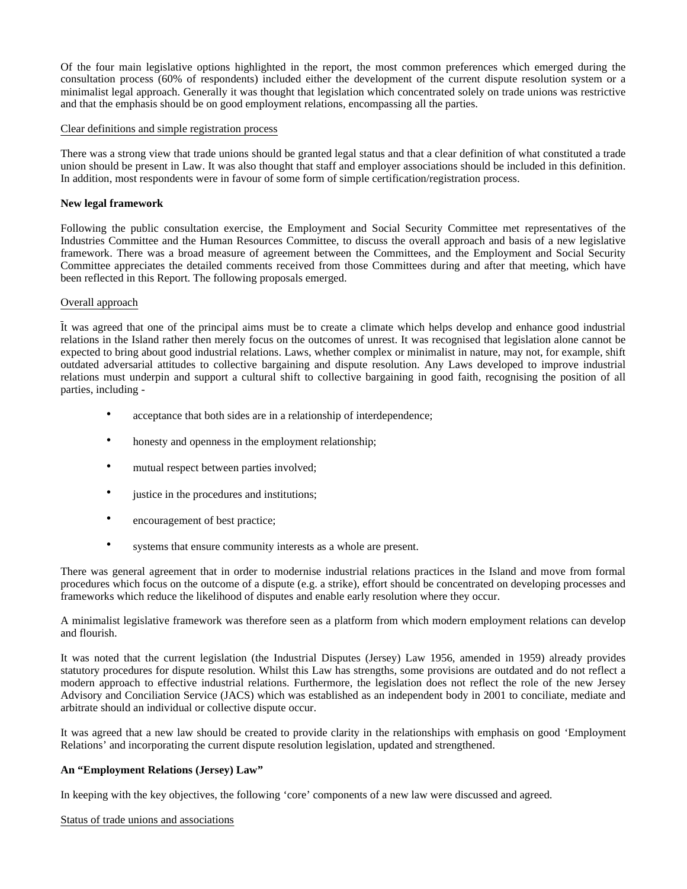Of the four main legislative options highlighted in the report, the most common preferences which emerged during the consultation process (60% of respondents) included either the development of the current dispute resolution system or a minimalist legal approach. Generally it was thought that legislation which concentrated solely on trade unions was restrictive and that the emphasis should be on good employment relations, encompassing all the parties.

<u>Clear definitions and simple registration process</u>

There was a strong view that trade unions should be granted legal status and that a clear definition of what constituted a trade union should be present in Law. It was also thought that staff and employer associations should be included in this definition. In addition, most respondents were in favour of some form of simple certification/registration process.

**New legal framework**

Following the public consultation exercise, the Employment and Social Security Committee met representatives of the Industries Committee and the Human Resources Committee, to discuss the overall approach and basis of a new legislative framework. There was a broad measure of agreement between the Committees, and the Employment and Social Security Committee appreciates the detailed comments received from those Committees during and after that meeting, which have been reflected in this Report. The following proposals emerged.

<u>Overall approach</u>

It was agreed that one of the principal aims must be to create a climate which helps develop and enhance good industrial relations in the Island rather then merely focus on the outcomes of unrest. It was recognised that legislation alone cannot be expected to bring about good industrial relations. Laws, whether complex or minimalist in nature, may not, for example, shift outdated adversarial attitudes to collective bargaining and dispute resolution. Any Laws developed to improve industrial relations must underpin and support a cultural shift to collective bargaining in good faith, recognising the position of all parties, including -

- acceptance that both sides are in a relationship of interdependence;
- honesty and openness in the employment relationship;
- mutual respect between parties involved;
- justice in the procedures and institutions;
- encouragement of best practice;
- systems that ensure community interests as a whole are present.

There was general agreement that in order to modernise industrial relations practices in the Island and move from formal procedures which focus on the outcome of a dispute (e.g. a strike), effort should be concentrated on developing processes and frameworks which reduce the likelihood of disputes and enable early resolution where they occur.

A minimalist legislative framework was therefore seen as a platform from which modern employment relations can develop and flourish.

It was noted that the current legislation (the Industrial Disputes (Jersey) Law 1956, amended in 1959) already provides statutory procedures for dispute resolution. Whilst this Law has strengths, some provisions are outdated and do not reflect a modern approach to effective industrial relations. Furthermore, the legislation does not reflect the role of the new Jersey Advisory and Conciliation Service (JACS) which was established as an independent body in 2001 to conciliate, mediate and arbitrate should an individual or collective dispute occur.

It was agreed that a new law should be created to provide clarity in the relationships with emphasis on good 'Employment Relations' and incorporating the current dispute resolution legislation, updated and strengthened.

**An "Employment Relations (Jersey) Law"**

In keeping with the key objectives, the following 'core' components of a new law were discussed and agreed.

<u>Status of trade unions and associations</u>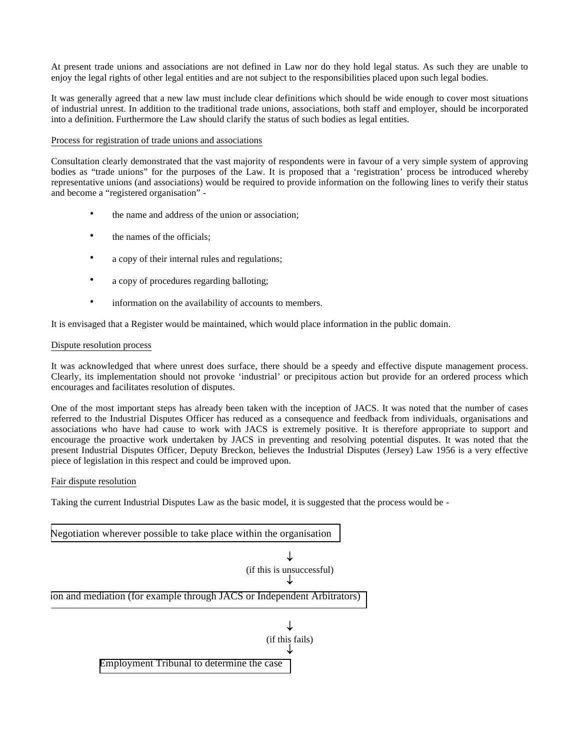At present trade unions and associations are not defined in Law nor do they hold legal status. As such they are unable to enjoy the legal rights of other legal entities and are not subject to the responsibilities placed upon such legal bodies.

It was generally agreed that a new law must include clear definitions which should be wide enough to cover most situations of industrial unrest. In addition to the traditional trade unions, associations, both staff and employer, should be incorporated into a definition. Furthermore the Law should clarify the status of such bodies as legal entities.

Process for registration of trade unions and associations

Consultation clearly demonstrated that the vast majority of respondents were in favour of a very simple system of approving bodies as "trade unions" for the purposes of the Law. It is proposed that a 'registration' process be introduced whereby representative unions (and associations) would be required to provide information on the following lines to verify their status and become a "registered organisation" -

- the name and address of the union or association;
- the names of the officials;
- a copy of their internal rules and regulations;
- a copy of procedures regarding balloting;
- information on the availability of accounts to members.

It is envisaged that a Register would be maintained, which would place information in the public domain.

Dispute resolution process

It was acknowledged that where unrest does surface, there should be a speedy and effective dispute management process. Clearly, its implementation should not provoke 'industrial' or precipitous action but provide for an ordered process which encourages and facilitates resolution of disputes.

One of the most important steps has already been taken with the inception of JACS. It was noted that the number of cases referred to the Industrial Disputes Officer has reduced as a consequence and feedback from individuals, organisations and associations who have had cause to work with JACS is extremely positive. It is therefore appropriate to support and encourage the proactive work undertaken by JACS in preventing and resolving potential disputes. It was noted that the present Industrial Disputes Officer, Deputy Breckon, believes the Industrial Disputes (Jersey) Law 1956 is a very effective piece of legislation in this respect and could be improved upon.

Fair dispute resolution

Taking the current Industrial Disputes Law as the basic model, it is suggested that the process would be -

Negotiation wherever possible to take place within the organisation

↓
(if this is unsuccessful)
↓

ion and mediation (for example through JACS or Independent Arbitrators)

↓
(if this fails)
↓

Employment Tribunal to determine the case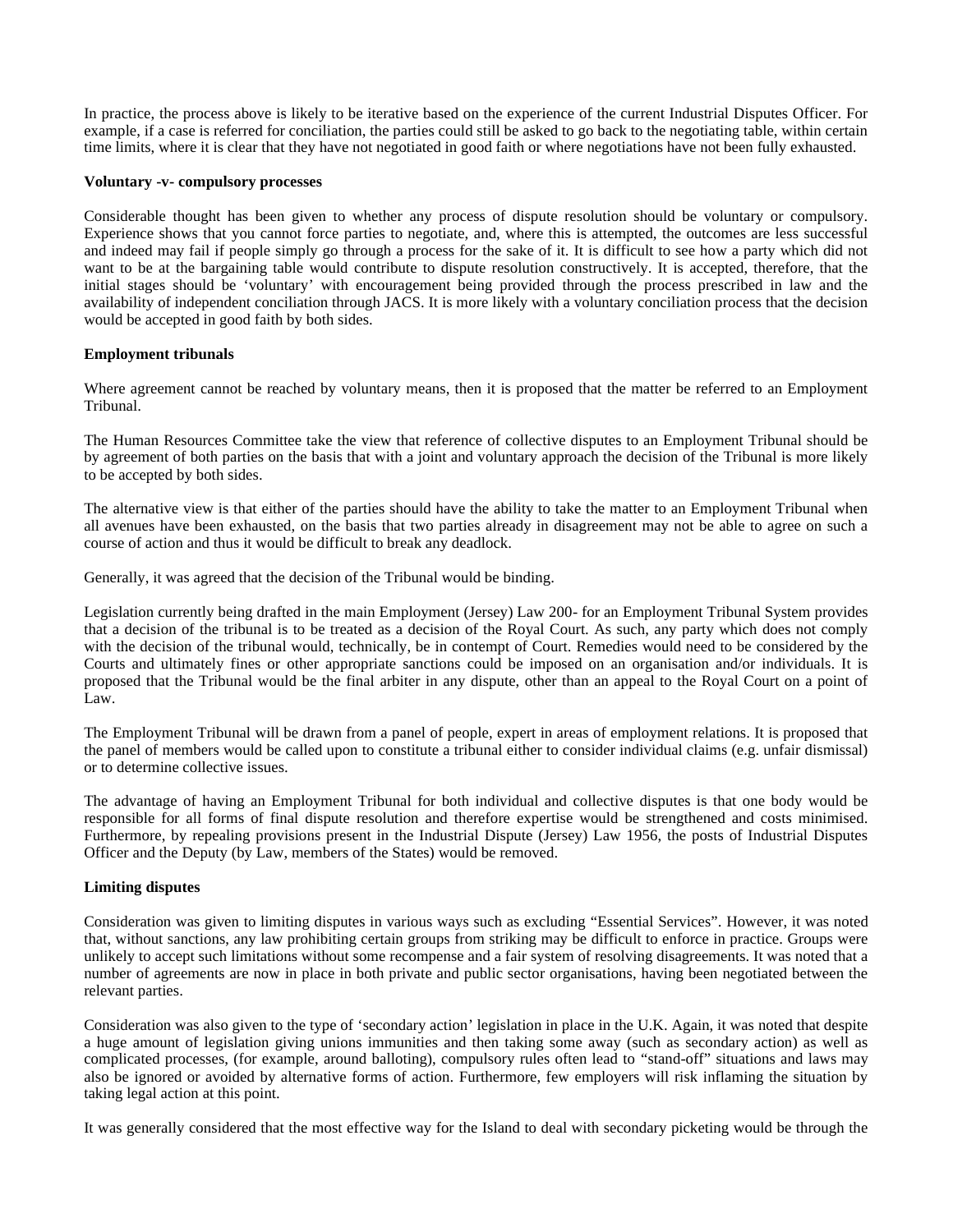In practice, the process above is likely to be iterative based on the experience of the current Industrial Disputes Officer. For example, if a case is referred for conciliation, the parties could still be asked to go back to the negotiating table, within certain time limits, where it is clear that they have not negotiated in good faith or where negotiations have not been fully exhausted.

**Voluntary -v- compulsory processes**

Considerable thought has been given to whether any process of dispute resolution should be voluntary or compulsory. Experience shows that you cannot force parties to negotiate, and, where this is attempted, the outcomes are less successful and indeed may fail if people simply go through a process for the sake of it. It is difficult to see how a party which did not want to be at the bargaining table would contribute to dispute resolution constructively. It is accepted, therefore, that the initial stages should be 'voluntary' with encouragement being provided through the process prescribed in law and the availability of independent conciliation through JACS. It is more likely with a voluntary conciliation process that the decision would be accepted in good faith by both sides.

**Employment tribunals**

Where agreement cannot be reached by voluntary means, then it is proposed that the matter be referred to an Employment Tribunal.

The Human Resources Committee take the view that reference of collective disputes to an Employment Tribunal should be by agreement of both parties on the basis that with a joint and voluntary approach the decision of the Tribunal is more likely to be accepted by both sides.

The alternative view is that either of the parties should have the ability to take the matter to an Employment Tribunal when all avenues have been exhausted, on the basis that two parties already in disagreement may not be able to agree on such a course of action and thus it would be difficult to break any deadlock.

Generally, it was agreed that the decision of the Tribunal would be binding.

Legislation currently being drafted in the main Employment (Jersey) Law 200- for an Employment Tribunal System provides that a decision of the tribunal is to be treated as a decision of the Royal Court. As such, any party which does not comply with the decision of the tribunal would, technically, be in contempt of Court. Remedies would need to be considered by the Courts and ultimately fines or other appropriate sanctions could be imposed on an organisation and/or individuals. It is proposed that the Tribunal would be the final arbiter in any dispute, other than an appeal to the Royal Court on a point of Law.

The Employment Tribunal will be drawn from a panel of people, expert in areas of employment relations. It is proposed that the panel of members would be called upon to constitute a tribunal either to consider individual claims (e.g. unfair dismissal) or to determine collective issues.

The advantage of having an Employment Tribunal for both individual and collective disputes is that one body would be responsible for all forms of final dispute resolution and therefore expertise would be strengthened and costs minimised. Furthermore, by repealing provisions present in the Industrial Dispute (Jersey) Law 1956, the posts of Industrial Disputes Officer and the Deputy (by Law, members of the States) would be removed.

**Limiting disputes**

Consideration was given to limiting disputes in various ways such as excluding "Essential Services". However, it was noted that, without sanctions, any law prohibiting certain groups from striking may be difficult to enforce in practice. Groups were unlikely to accept such limitations without some recompense and a fair system of resolving disagreements. It was noted that a number of agreements are now in place in both private and public sector organisations, having been negotiated between the relevant parties.

Consideration was also given to the type of 'secondary action' legislation in place in the U.K. Again, it was noted that despite a huge amount of legislation giving unions immunities and then taking some away (such as secondary action) as well as complicated processes, (for example, around balloting), compulsory rules often lead to "stand-off" situations and laws may also be ignored or avoided by alternative forms of action. Furthermore, few employers will risk inflaming the situation by taking legal action at this point.

It was generally considered that the most effective way for the Island to deal with secondary picketing would be through the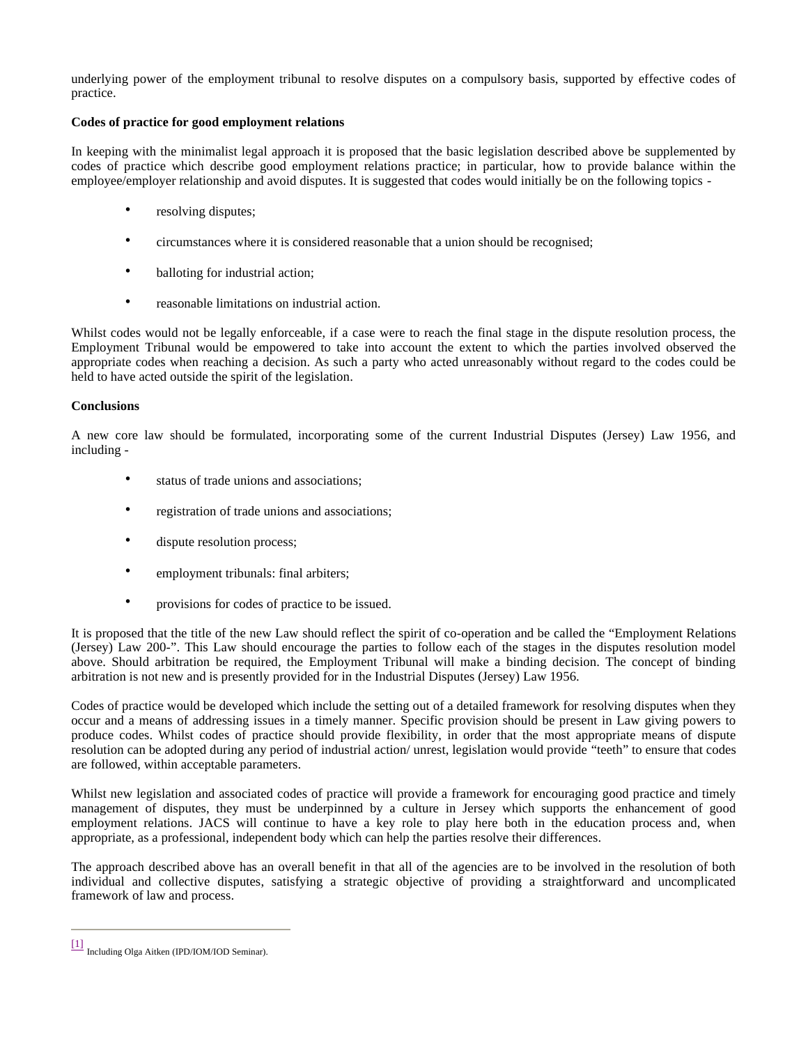underlying power of the employment tribunal to resolve disputes on a compulsory basis, supported by effective codes of practice.

**Codes of practice for good employment relations**

In keeping with the minimalist legal approach it is proposed that the basic legislation described above be supplemented by codes of practice which describe good employment relations practice; in particular, how to provide balance within the employee/employer relationship and avoid disputes. It is suggested that codes would initially be on the following topics -

- resolving disputes;
- circumstances where it is considered reasonable that a union should be recognised;
- balloting for industrial action;
- reasonable limitations on industrial action.

Whilst codes would not be legally enforceable, if a case were to reach the final stage in the dispute resolution process, the Employment Tribunal would be empowered to take into account the extent to which the parties involved observed the appropriate codes when reaching a decision. As such a party who acted unreasonably without regard to the codes could be held to have acted outside the spirit of the legislation.

**Conclusions**

A new core law should be formulated, incorporating some of the current Industrial Disputes (Jersey) Law 1956, and including -

- status of trade unions and associations;
- registration of trade unions and associations;
- dispute resolution process;
- employment tribunals: final arbiters;
- provisions for codes of practice to be issued.

It is proposed that the title of the new Law should reflect the spirit of co-operation and be called the "Employment Relations (Jersey) Law 200-". This Law should encourage the parties to follow each of the stages in the disputes resolution model above. Should arbitration be required, the Employment Tribunal will make a binding decision. The concept of binding arbitration is not new and is presently provided for in the Industrial Disputes (Jersey) Law 1956.

Codes of practice would be developed which include the setting out of a detailed framework for resolving disputes when they occur and a means of addressing issues in a timely manner. Specific provision should be present in Law giving powers to produce codes. Whilst codes of practice should provide flexibility, in order that the most appropriate means of dispute resolution can be adopted during any period of industrial action/ unrest, legislation would provide "teeth" to ensure that codes are followed, within acceptable parameters.

Whilst new legislation and associated codes of practice will provide a framework for encouraging good practice and timely management of disputes, they must be underpinned by a culture in Jersey which supports the enhancement of good employment relations. JACS will continue to have a key role to play here both in the education process and, when appropriate, as a professional, independent body which can help the parties resolve their differences.

The approach described above has an overall benefit in that all of the agencies are to be involved in the resolution of both individual and collective disputes, satisfying a strategic objective of providing a straightforward and uncomplicated framework of law and process.

---

[1] Including Olga Aitken (IPD/IOM/IOD Seminar).